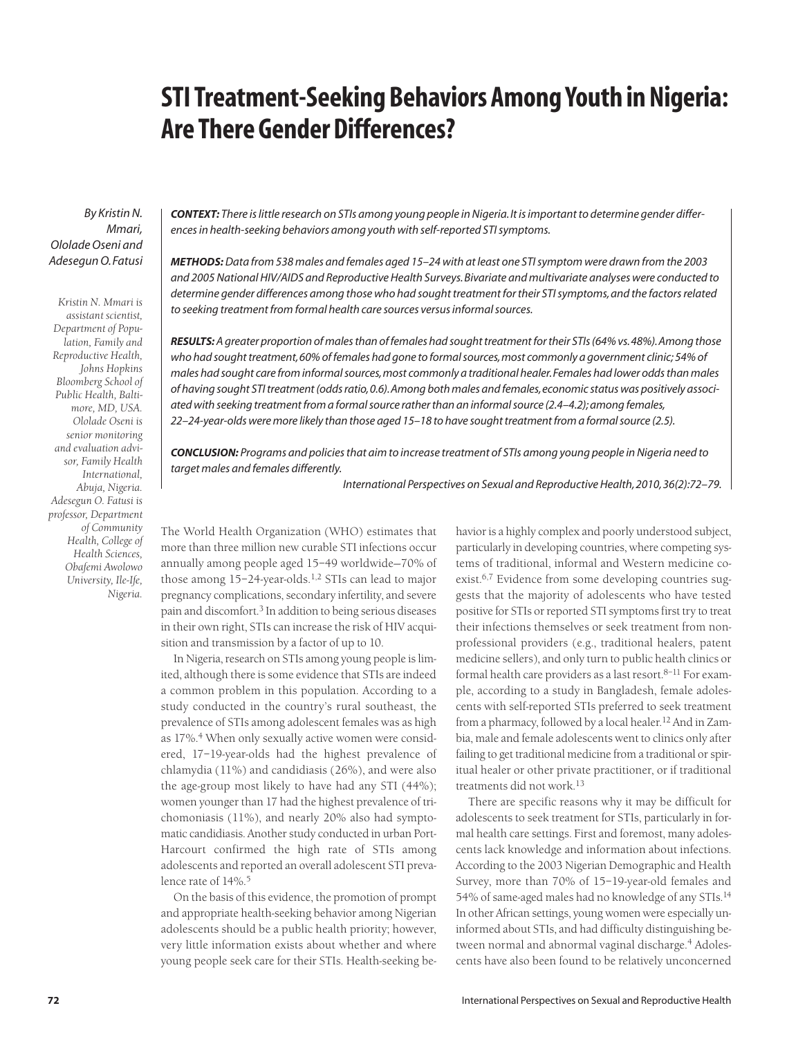# STI Treatment-Seeking Behaviors Among Youth in Nigeria: Are There Gender Differences?

*By Kristin N. Mmari, Ololade Oseni and Adesegun O. Fatusi*

*Kristin N. Mmari is assistant scientist, Department of Population, Family and Reproductive Health, Johns Hopkins Bloomberg School of Public Health, Baltimore, MD, USA. Ololade Oseni is senior monitoring and evaluation advisor, Family Health International, Abuja, Nigeria. Adesegun O. Fatusi is professor, Department of Community Health, College of Health Sciences, Obafemi Awolowo University, Ile-Ife, Nigeria.*

***CONTEXT:*** *There is little research on STIs among young people in Nigeria. It is important to determine gender differences in health-seeking behaviors among youth with self-reported STI symptoms.*

***METHODS:*** *Data from 538 males and females aged 15–24 with at least one STI symptom were drawn from the 2003 and 2005 National HIV/AIDS and Reproductive Health Surveys. Bivariate and multivariate analyses were conducted to determine gender differences among those who had sought treatment for their STI symptoms, and the factors related to seeking treatment from formal health care sources versus informal sources.*

***RESULTS:*** *A greater proportion of males than of females had sought treatment for their STIs (64% vs. 48%). Among those who had sought treatment, 60% of females had gone to formal sources, most commonly a government clinic; 54% of males had sought care from informal sources, most commonly a traditional healer. Females had lower odds than males of having sought STI treatment (odds ratio, 0.6). Among both males and females, economic status was positively associated with seeking treatment from a formal source rather than an informal source (2.4–4.2); among females, 22–24-year-olds were more likely than those aged 15–18 to have sought treatment from a formal source (2.5).*

***CONCLUSION:*** *Programs and policies that aim to increase treatment of STIs among young people in Nigeria need to target males and females differently.*

*International Perspectives on Sexual and Reproductive Health, 2010, 36(2):72–79.*

The World Health Organization (WHO) estimates that more than three million new curable STI infections occur annually among people aged 15–49 worldwide—70% of those among 15–24-year-olds.[1,2] STIs can lead to major pregnancy complications, secondary infertility, and severe pain and discomfort.[3] In addition to being serious diseases in their own right, STIs can increase the risk of HIV acquisition and transmission by a factor of up to 10.

In Nigeria, research on STIs among young people is limited, although there is some evidence that STIs are indeed a common problem in this population. According to a study conducted in the country's rural southeast, the prevalence of STIs among adolescent females was as high as 17%.[4] When only sexually active women were considered, 17–19-year-olds had the highest prevalence of chlamydia (11%) and candidiasis (26%), and were also the age-group most likely to have had any STI (44%); women younger than 17 had the highest prevalence of trichomoniasis (11%), and nearly 20% also had symptomatic candidiasis. Another study conducted in urban Port-Harcourt confirmed the high rate of STIs among adolescents and reported an overall adolescent STI prevalence rate of 14%.[5]

On the basis of this evidence, the promotion of prompt and appropriate health-seeking behavior among Nigerian adolescents should be a public health priority; however, very little information exists about whether and where young people seek care for their STIs. Health-seeking behavior is a highly complex and poorly understood subject, particularly in developing countries, where competing systems of traditional, informal and Western medicine coexist.[6,7] Evidence from some developing countries suggests that the majority of adolescents who have tested positive for STIs or reported STI symptoms first try to treat their infections themselves or seek treatment from nonprofessional providers (e.g., traditional healers, patent medicine sellers), and only turn to public health clinics or formal health care providers as a last resort.[8–11] For example, according to a study in Bangladesh, female adolescents with self-reported STIs preferred to seek treatment from a pharmacy, followed by a local healer.[12] And in Zambia, male and female adolescents went to clinics only after failing to get traditional medicine from a traditional or spiritual healer or other private practitioner, or if traditional treatments did not work.[13]

There are specific reasons why it may be difficult for adolescents to seek treatment for STIs, particularly in formal health care settings. First and foremost, many adolescents lack knowledge and information about infections. According to the 2003 Nigerian Demographic and Health Survey, more than 70% of 15–19-year-old females and 54% of same-aged males had no knowledge of any STIs.[14] In other African settings, young women were especially uninformed about STIs, and had difficulty distinguishing between normal and abnormal vaginal discharge.[4] Adolescents have also been found to be relatively unconcerned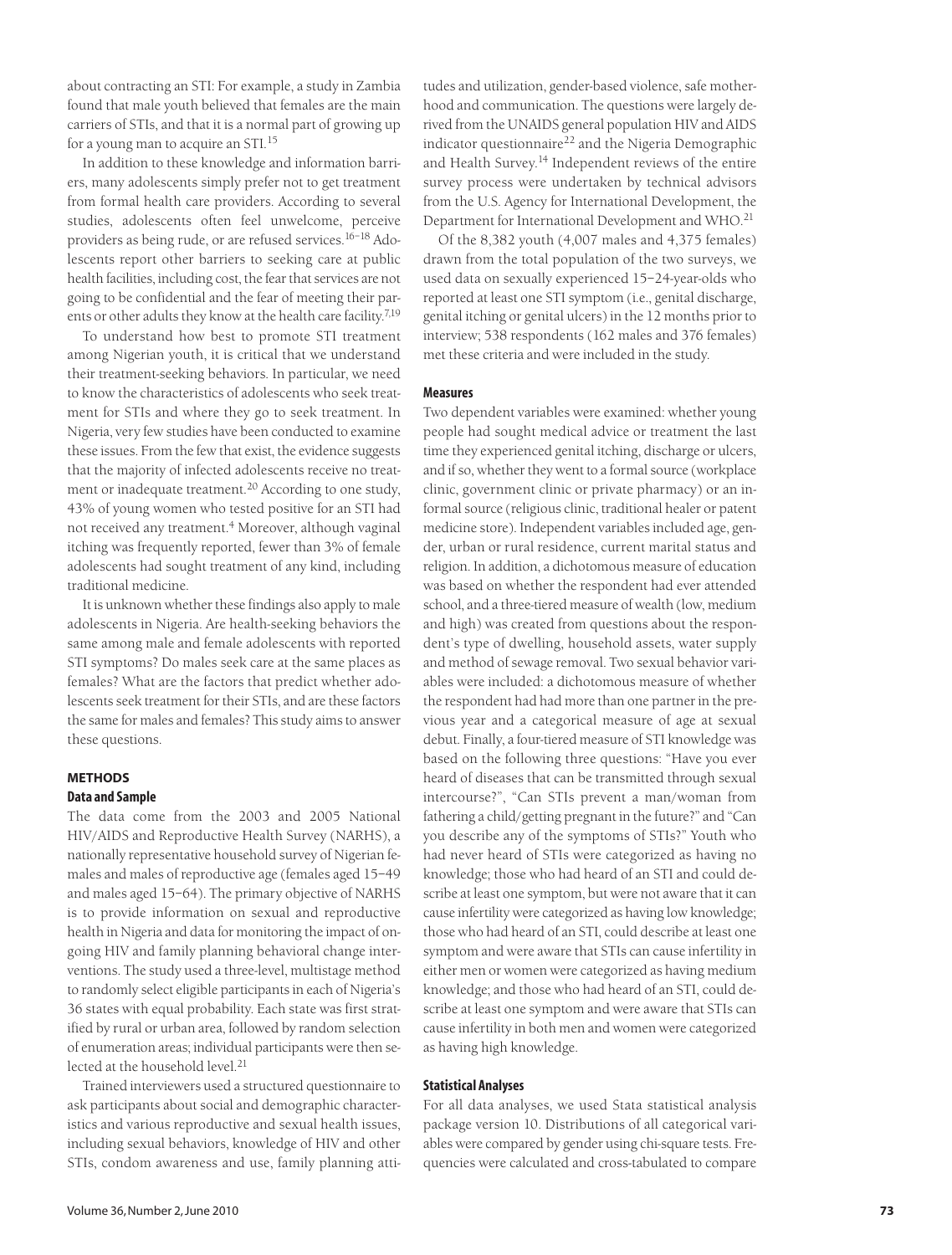about contracting an STI: For example, a study in Zambia found that male youth believed that females are the main carriers of STIs, and that it is a normal part of growing up for a young man to acquire an STI.[15]

In addition to these knowledge and information barriers, many adolescents simply prefer not to get treatment from formal health care providers. According to several studies, adolescents often feel unwelcome, perceive providers as being rude, or are refused services.[16–18] Adolescents report other barriers to seeking care at public health facilities, including cost, the fear that services are not going to be confidential and the fear of meeting their parents or other adults they know at the health care facility.[7,19]

To understand how best to promote STI treatment among Nigerian youth, it is critical that we understand their treatment-seeking behaviors. In particular, we need to know the characteristics of adolescents who seek treatment for STIs and where they go to seek treatment. In Nigeria, very few studies have been conducted to examine these issues. From the few that exist, the evidence suggests that the majority of infected adolescents receive no treatment or inadequate treatment.[20] According to one study, 43% of young women who tested positive for an STI had not received any treatment.[4] Moreover, although vaginal itching was frequently reported, fewer than 3% of female adolescents had sought treatment of any kind, including traditional medicine.

It is unknown whether these findings also apply to male adolescents in Nigeria. Are health-seeking behaviors the same among male and female adolescents with reported STI symptoms? Do males seek care at the same places as females? What are the factors that predict whether adolescents seek treatment for their STIs, and are these factors the same for males and females? This study aims to answer these questions.

## METHODS

### Data and Sample

The data come from the 2003 and 2005 National HIV/AIDS and Reproductive Health Survey (NARHS), a nationally representative household survey of Nigerian females and males of reproductive age (females aged 15–49 and males aged 15–64). The primary objective of NARHS is to provide information on sexual and reproductive health in Nigeria and data for monitoring the impact of ongoing HIV and family planning behavioral change interventions. The study used a three-level, multistage method to randomly select eligible participants in each of Nigeria's 36 states with equal probability. Each state was first stratified by rural or urban area, followed by random selection of enumeration areas; individual participants were then selected at the household level.[21]

Trained interviewers used a structured questionnaire to ask participants about social and demographic characteristics and various reproductive and sexual health issues, including sexual behaviors, knowledge of HIV and other STIs, condom awareness and use, family planning attitudes and utilization, gender-based violence, safe motherhood and communication. The questions were largely derived from the UNAIDS general population HIV and AIDS indicator questionnaire[22] and the Nigeria Demographic and Health Survey.[14] Independent reviews of the entire survey process were undertaken by technical advisors from the U.S. Agency for International Development, the Department for International Development and WHO.[21]

Of the 8,382 youth (4,007 males and 4,375 females) drawn from the total population of the two surveys, we used data on sexually experienced 15–24-year-olds who reported at least one STI symptom (i.e., genital discharge, genital itching or genital ulcers) in the 12 months prior to interview; 538 respondents (162 males and 376 females) met these criteria and were included in the study.

### Measures

Two dependent variables were examined: whether young people had sought medical advice or treatment the last time they experienced genital itching, discharge or ulcers, and if so, whether they went to a formal source (workplace clinic, government clinic or private pharmacy) or an informal source (religious clinic, traditional healer or patent medicine store). Independent variables included age, gender, urban or rural residence, current marital status and religion. In addition, a dichotomous measure of education was based on whether the respondent had ever attended school, and a three-tiered measure of wealth (low, medium and high) was created from questions about the respondent's type of dwelling, household assets, water supply and method of sewage removal. Two sexual behavior variables were included: a dichotomous measure of whether the respondent had had more than one partner in the previous year and a categorical measure of age at sexual debut. Finally, a four-tiered measure of STI knowledge was based on the following three questions: "Have you ever heard of diseases that can be transmitted through sexual intercourse?", "Can STIs prevent a man/woman from fathering a child/getting pregnant in the future?" and "Can you describe any of the symptoms of STIs?" Youth who had never heard of STIs were categorized as having no knowledge; those who had heard of an STI and could describe at least one symptom, but were not aware that it can cause infertility were categorized as having low knowledge; those who had heard of an STI, could describe at least one symptom and were aware that STIs can cause infertility in either men or women were categorized as having medium knowledge; and those who had heard of an STI, could describe at least one symptom and were aware that STIs can cause infertility in both men and women were categorized as having high knowledge.

### Statistical Analyses

For all data analyses, we used Stata statistical analysis package version 10. Distributions of all categorical variables were compared by gender using chi-square tests. Frequencies were calculated and cross-tabulated to compare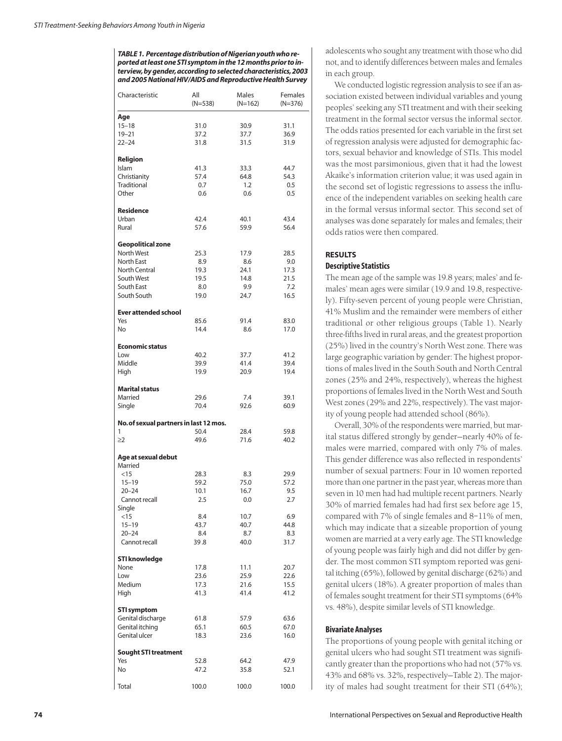**TABLE 1. Percentage distribution of Nigerian youth who reported at least one STI symptom in the 12 months prior to interview, by gender, according to selected characteristics, 2003 and 2005 National HIV/AIDS and Reproductive Health Survey**

| Characteristic | All (N=538) | Males (N=162) | Females (N=376) |
|---|---|---|---|
| **Age** | | | |
| 15–18 | 31.0 | 30.9 | 31.1 |
| 19–21 | 37.2 | 37.7 | 36.9 |
| 22–24 | 31.8 | 31.5 | 31.9 |
| **Religion** | | | |
| Islam | 41.3 | 33.3 | 44.7 |
| Christianity | 57.4 | 64.8 | 54.3 |
| Traditional | 0.7 | 1.2 | 0.5 |
| Other | 0.6 | 0.6 | 0.5 |
| **Residence** | | | |
| Urban | 42.4 | 40.1 | 43.4 |
| Rural | 57.6 | 59.9 | 56.4 |
| **Geopolitical zone** | | | |
| North West | 25.3 | 17.9 | 28.5 |
| North East | 8.9 | 8.6 | 9.0 |
| North Central | 19.3 | 24.1 | 17.3 |
| South West | 19.5 | 14.8 | 21.5 |
| South East | 8.0 | 9.9 | 7.2 |
| South South | 19.0 | 24.7 | 16.5 |
| **Ever attended school** | | | |
| Yes | 85.6 | 91.4 | 83.0 |
| No | 14.4 | 8.6 | 17.0 |
| **Economic status** | | | |
| Low | 40.2 | 37.7 | 41.2 |
| Middle | 39.9 | 41.4 | 39.4 |
| High | 19.9 | 20.9 | 19.4 |
| **Marital status** | | | |
| Married | 29.6 | 7.4 | 39.1 |
| Single | 70.4 | 92.6 | 60.9 |
| **No. of sexual partners in last 12 mos.** | | | |
| 1 | 50.4 | 28.4 | 59.8 |
| ≥2 | 49.6 | 71.6 | 40.2 |
| **Age at sexual debut** | | | |
| Married | | | |
| <15 | 28.3 | 8.3 | 29.9 |
| 15–19 | 59.2 | 75.0 | 57.2 |
| 20–24 | 10.1 | 16.7 | 9.5 |
| Cannot recall | 2.5 | 0.0 | 2.7 |
| Single | | | |
| <15 | 8.4 | 10.7 | 6.9 |
| 15–19 | 43.7 | 40.7 | 44.8 |
| 20–24 | 8.4 | 8.7 | 8.3 |
| Cannot recall | 39.8 | 40.0 | 31.7 |
| **STI knowledge** | | | |
| None | 17.8 | 11.1 | 20.7 |
| Low | 23.6 | 25.9 | 22.6 |
| Medium | 17.3 | 21.6 | 15.5 |
| High | 41.3 | 41.4 | 41.2 |
| **STI symptom** | | | |
| Genital discharge | 61.8 | 57.9 | 63.6 |
| Genital itching | 65.1 | 60.5 | 67.0 |
| Genital ulcer | 18.3 | 23.6 | 16.0 |
| **Sought STI treatment** | | | |
| Yes | 52.8 | 64.2 | 47.9 |
| No | 47.2 | 35.8 | 52.1 |
| Total | 100.0 | 100.0 | 100.0 |

adolescents who sought any treatment with those who did not, and to identify differences between males and females in each group.

We conducted logistic regression analysis to see if an association existed between individual variables and young peoples' seeking any STI treatment and with their seeking treatment in the formal sector versus the informal sector. The odds ratios presented for each variable in the first set of regression analysis were adjusted for demographic factors, sexual behavior and knowledge of STIs. This model was the most parsimonious, given that it had the lowest Akaike's information criterion value; it was used again in the second set of logistic regressions to assess the influence of the independent variables on seeking health care in the formal versus informal sector. This second set of analyses was done separately for males and females; their odds ratios were then compared.

## RESULTS

### Descriptive Statistics

The mean age of the sample was 19.8 years; males' and females' mean ages were similar (19.9 and 19.8, respectively). Fifty-seven percent of young people were Christian, 41% Muslim and the remainder were members of either traditional or other religious groups (Table 1). Nearly three-fifths lived in rural areas, and the greatest proportion (25%) lived in the country's North West zone. There was large geographic variation by gender: The highest proportions of males lived in the South South and North Central zones (25% and 24%, respectively), whereas the highest proportions of females lived in the North West and South West zones (29% and 22%, respectively). The vast majority of young people had attended school (86%).

Overall, 30% of the respondents were married, but marital status differed strongly by gender—nearly 40% of females were married, compared with only 7% of males. This gender difference was also reflected in respondents' number of sexual partners: Four in 10 women reported more than one partner in the past year, whereas more than seven in 10 men had had multiple recent partners. Nearly 30% of married females had had first sex before age 15, compared with 7% of single females and 8–11% of men, which may indicate that a sizeable proportion of young women are married at a very early age. The STI knowledge of young people was fairly high and did not differ by gender. The most common STI symptom reported was genital itching (65%), followed by genital discharge (62%) and genital ulcers (18%). A greater proportion of males than of females sought treatment for their STI symptoms (64% vs. 48%), despite similar levels of STI knowledge.

### Bivariate Analyses

The proportions of young people with genital itching or genital ulcers who had sought STI treatment was significantly greater than the proportions who had not (57% vs. 43% and 68% vs. 32%, respectively—Table 2). The majority of males had sought treatment for their STI (64%);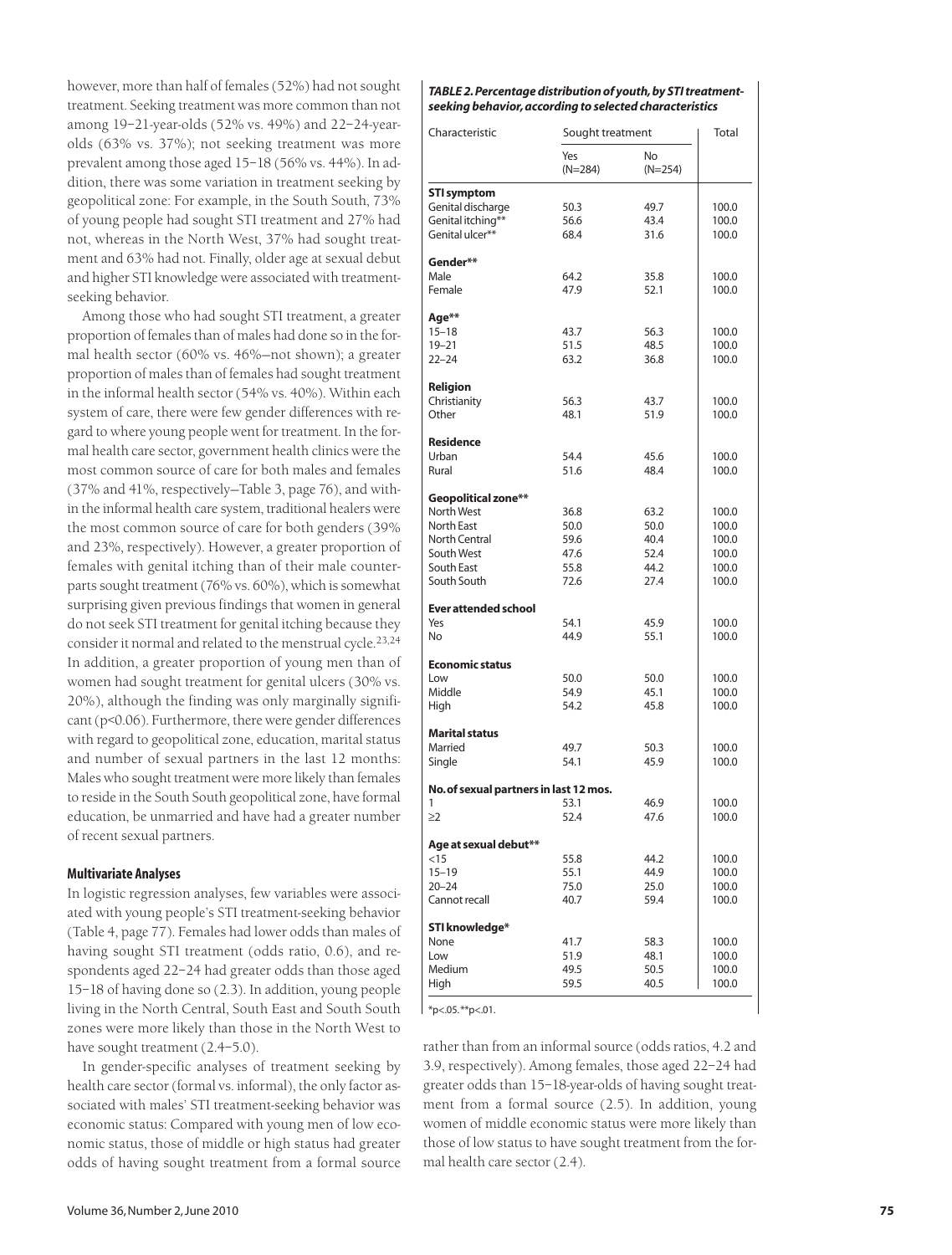however, more than half of females (52%) had not sought treatment. Seeking treatment was more common than not among 19–21-year-olds (52% vs. 49%) and 22–24-year-olds (63% vs. 37%); not seeking treatment was more prevalent among those aged 15–18 (56% vs. 44%). In addition, there was some variation in treatment seeking by geopolitical zone: For example, in the South South, 73% of young people had sought STI treatment and 27% had not, whereas in the North West, 37% had sought treatment and 63% had not. Finally, older age at sexual debut and higher STI knowledge were associated with treatment-seeking behavior.

Among those who had sought STI treatment, a greater proportion of females than of males had done so in the formal health sector (60% vs. 46%—not shown); a greater proportion of males than of females had sought treatment in the informal health sector (54% vs. 40%). Within each system of care, there were few gender differences with regard to where young people went for treatment. In the formal health care sector, government health clinics were the most common source of care for both males and females (37% and 41%, respectively—Table 3, page 76), and within the informal health care system, traditional healers were the most common source of care for both genders (39% and 23%, respectively). However, a greater proportion of females with genital itching than of their male counterparts sought treatment (76% vs. 60%), which is somewhat surprising given previous findings that women in general do not seek STI treatment for genital itching because they consider it normal and related to the menstrual cycle.[23,24] In addition, a greater proportion of young men than of women had sought treatment for genital ulcers (30% vs. 20%), although the finding was only marginally significant ($p<0.06$). Furthermore, there were gender differences with regard to geopolitical zone, education, marital status and number of sexual partners in the last 12 months: Males who sought treatment were more likely than females to reside in the South South geopolitical zone, have formal education, be unmarried and have had a greater number of recent sexual partners.

### Multivariate Analyses

In logistic regression analyses, few variables were associated with young people's STI treatment-seeking behavior (Table 4, page 77). Females had lower odds than males of having sought STI treatment (odds ratio, 0.6), and respondents aged 22–24 had greater odds than those aged 15–18 of having done so (2.3). In addition, young people living in the North Central, South East and South South zones were more likely than those in the North West to have sought treatment (2.4–5.0).

In gender-specific analyses of treatment seeking by health care sector (formal vs. informal), the only factor associated with males' STI treatment-seeking behavior was economic status: Compared with young men of low economic status, those of middle or high status had greater odds of having sought treatment from a formal source rather than from an informal source (odds ratios, 4.2 and 3.9, respectively). Among females, those aged 22–24 had greater odds than 15–18-year-olds of having sought treatment from a formal source (2.5). In addition, young women of middle economic status were more likely than those of low status to have sought treatment from the formal health care sector (2.4).

***TABLE 2. Percentage distribution of youth, by STI treatment-seeking behavior, according to selected characteristics***

| Characteristic | Sought treatment | | Total |
|---|---|---|---|
| | Yes (N=284) | No (N=254) | |
| **STI symptom** | | | |
| Genital discharge | 50.3 | 49.7 | 100.0 |
| Genital itching** | 56.6 | 43.4 | 100.0 |
| Genital ulcer** | 68.4 | 31.6 | 100.0 |
| **Gender**** | | | |
| Male | 64.2 | 35.8 | 100.0 |
| Female | 47.9 | 52.1 | 100.0 |
| **Age**** | | | |
| 15–18 | 43.7 | 56.3 | 100.0 |
| 19–21 | 51.5 | 48.5 | 100.0 |
| 22–24 | 63.2 | 36.8 | 100.0 |
| **Religion** | | | |
| Christianity | 56.3 | 43.7 | 100.0 |
| Other | 48.1 | 51.9 | 100.0 |
| **Residence** | | | |
| Urban | 54.4 | 45.6 | 100.0 |
| Rural | 51.6 | 48.4 | 100.0 |
| **Geopolitical zone**** | | | |
| North West | 36.8 | 63.2 | 100.0 |
| North East | 50.0 | 50.0 | 100.0 |
| North Central | 59.6 | 40.4 | 100.0 |
| South West | 47.6 | 52.4 | 100.0 |
| South East | 55.8 | 44.2 | 100.0 |
| South South | 72.6 | 27.4 | 100.0 |
| **Ever attended school** | | | |
| Yes | 54.1 | 45.9 | 100.0 |
| No | 44.9 | 55.1 | 100.0 |
| **Economic status** | | | |
| Low | 50.0 | 50.0 | 100.0 |
| Middle | 54.9 | 45.1 | 100.0 |
| High | 54.2 | 45.8 | 100.0 |
| **Marital status** | | | |
| Married | 49.7 | 50.3 | 100.0 |
| Single | 54.1 | 45.9 | 100.0 |
| **No. of sexual partners in last 12 mos.** | | | |
| 1 | 53.1 | 46.9 | 100.0 |
| ≥2 | 52.4 | 47.6 | 100.0 |
| **Age at sexual debut**** | | | |
| <15 | 55.8 | 44.2 | 100.0 |
| 15–19 | 55.1 | 44.9 | 100.0 |
| 20–24 | 75.0 | 25.0 | 100.0 |
| Cannot recall | 40.7 | 59.4 | 100.0 |
| **STI knowledge*** | | | |
| None | 41.7 | 58.3 | 100.0 |
| Low | 51.9 | 48.1 | 100.0 |
| Medium | 49.5 | 50.5 | 100.0 |
| High | 59.5 | 40.5 | 100.0 |

*p<.05. **p<.01.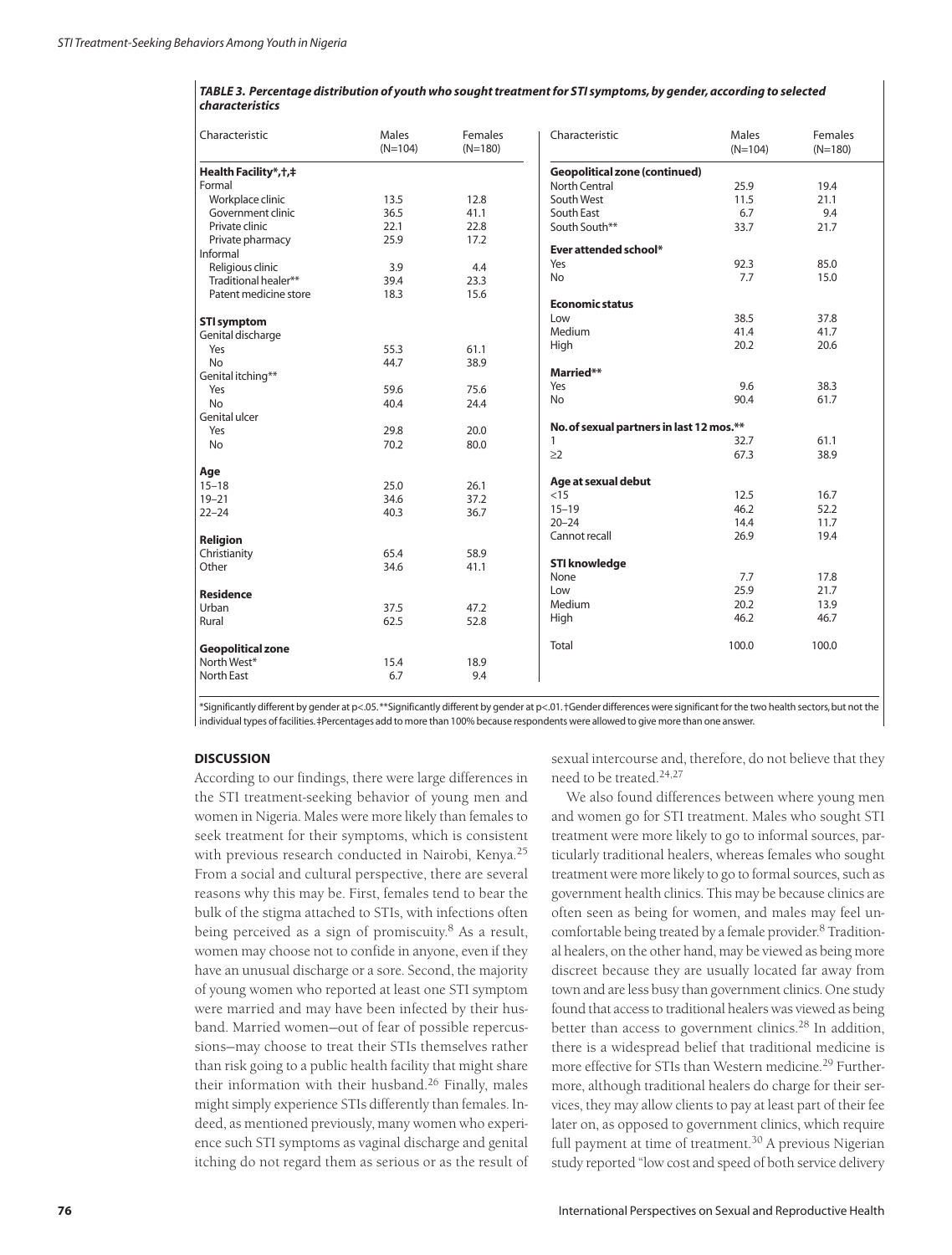**TABLE 3. Percentage distribution of youth who sought treatment for STI symptoms, by gender, according to selected characteristics**

| Characteristic | Males (N=104) | Females (N=180) |
|---|---|---|
| **Health Facility*,†,‡** | | |
| Formal | | |
| Workplace clinic | 13.5 | 12.8 |
| Government clinic | 36.5 | 41.1 |
| Private clinic | 22.1 | 22.8 |
| Private pharmacy | 25.9 | 17.2 |
| Informal | | |
| Religious clinic | 3.9 | 4.4 |
| Traditional healer** | 39.4 | 23.3 |
| Patent medicine store | 18.3 | 15.6 |
| **STI symptom** | | |
| Genital discharge | | |
| Yes | 55.3 | 61.1 |
| No | 44.7 | 38.9 |
| Genital itching** | | |
| Yes | 59.6 | 75.6 |
| No | 40.4 | 24.4 |
| Genital ulcer | | |
| Yes | 29.8 | 20.0 |
| No | 70.2 | 80.0 |
| **Age** | | |
| 15–18 | 25.0 | 26.1 |
| 19–21 | 34.6 | 37.2 |
| 22–24 | 40.3 | 36.7 |
| **Religion** | | |
| Christianity | 65.4 | 58.9 |
| Other | 34.6 | 41.1 |
| **Residence** | | |
| Urban | 37.5 | 47.2 |
| Rural | 62.5 | 52.8 |
| **Geopolitical zone** | | |
| North West* | 15.4 | 18.9 |
| North East | 6.7 | 9.4 |
| North Central | 25.9 | 19.4 |
| South West | 11.5 | 21.1 |
| South East | 6.7 | 9.4 |
| South South** | 33.7 | 21.7 |
| **Ever attended school*** | | |
| Yes | 92.3 | 85.0 |
| No | 7.7 | 15.0 |
| **Economic status** | | |
| Low | 38.5 | 37.8 |
| Medium | 41.4 | 41.7 |
| High | 20.2 | 20.6 |
| **Married**** | | |
| Yes | 9.6 | 38.3 |
| No | 90.4 | 61.7 |
| **No. of sexual partners in last 12 mos.**** | | |
| 1 | 32.7 | 61.1 |
| ≥2 | 67.3 | 38.9 |
| **Age at sexual debut** | | |
| <15 | 12.5 | 16.7 |
| 15–19 | 46.2 | 52.2 |
| 20–24 | 14.4 | 11.7 |
| Cannot recall | 26.9 | 19.4 |
| **STI knowledge** | | |
| None | 7.7 | 17.8 |
| Low | 25.9 | 21.7 |
| Medium | 20.2 | 13.9 |
| High | 46.2 | 46.7 |
| Total | 100.0 | 100.0 |

*Significantly different by gender at p<.05. **Significantly different by gender at p<.01. †Gender differences were significant for the two health sectors, but not the individual types of facilities. ‡Percentages add to more than 100% because respondents were allowed to give more than one answer.

## DISCUSSION

According to our findings, there were large differences in the STI treatment-seeking behavior of young men and women in Nigeria. Males were more likely than females to seek treatment for their symptoms, which is consistent with previous research conducted in Nairobi, Kenya.[25] From a social and cultural perspective, there are several reasons why this may be. First, females tend to bear the bulk of the stigma attached to STIs, with infections often being perceived as a sign of promiscuity.[8] As a result, women may choose not to confide in anyone, even if they have an unusual discharge or a sore. Second, the majority of young women who reported at least one STI symptom were married and may have been infected by their husband. Married women—out of fear of possible repercussions—may choose to treat their STIs themselves rather than risk going to a public health facility that might share their information with their husband.[26] Finally, males might simply experience STIs differently than females. Indeed, as mentioned previously, many women who experience such STI symptoms as vaginal discharge and genital itching do not regard them as serious or as the result of sexual intercourse and, therefore, do not believe that they need to be treated.[24,27]

We also found differences between where young men and women go for STI treatment. Males who sought STI treatment were more likely to go to informal sources, particularly traditional healers, whereas females who sought treatment were more likely to go to formal sources, such as government health clinics. This may be because clinics are often seen as being for women, and males may feel uncomfortable being treated by a female provider.[8] Traditional healers, on the other hand, may be viewed as being more discreet because they are usually located far away from town and are less busy than government clinics. One study found that access to traditional healers was viewed as being better than access to government clinics.[28] In addition, there is a widespread belief that traditional medicine is more effective for STIs than Western medicine.[29] Furthermore, although traditional healers do charge for their services, they may allow clients to pay at least part of their fee later on, as opposed to government clinics, which require full payment at time of treatment.[30] A previous Nigerian study reported "low cost and speed of both service delivery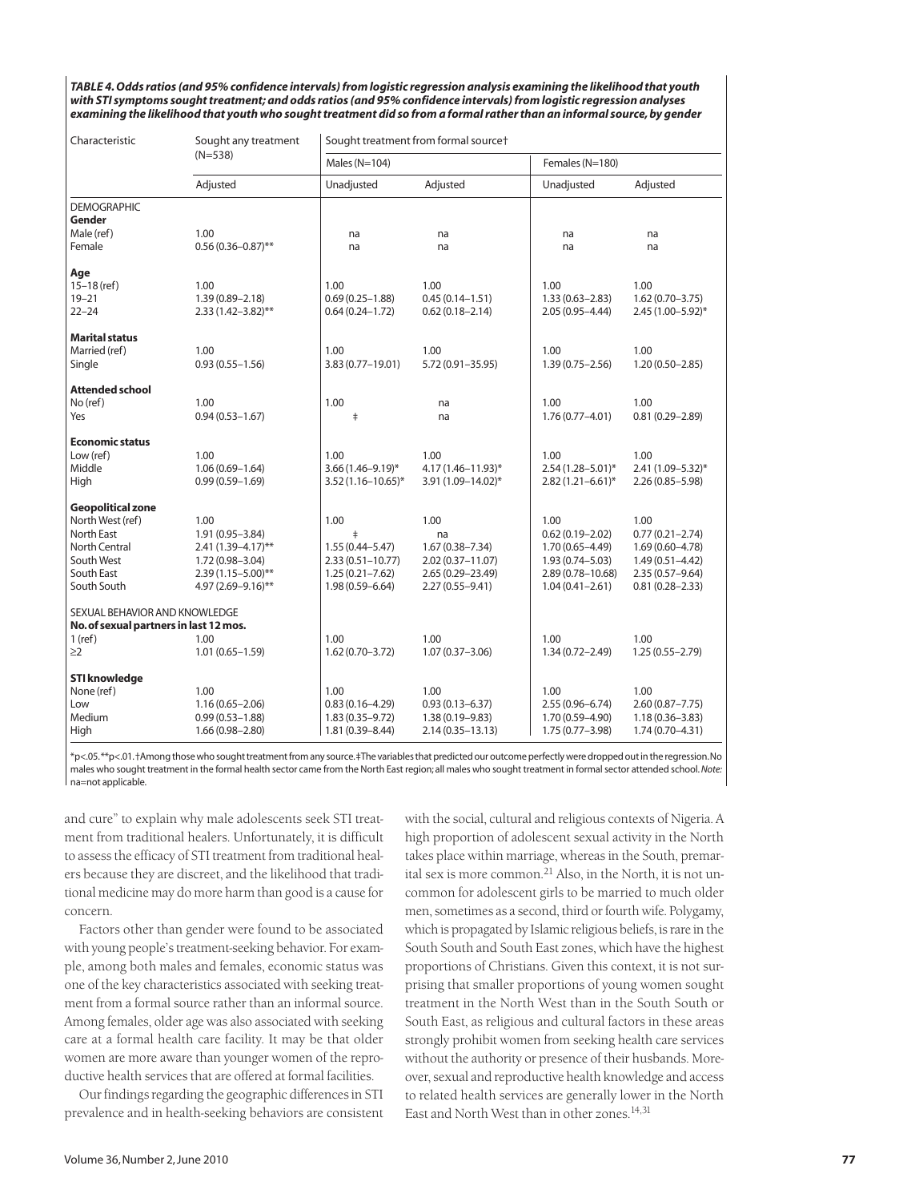***TABLE 4. Odds ratios (and 95% confidence intervals) from logistic regression analysis examining the likelihood that youth with STI symptoms sought treatment; and odds ratios (and 95% confidence intervals) from logistic regression analyses examining the likelihood that youth who sought treatment did so from a formal rather than an informal source, by gender***

| Characteristic | Sought any treatment (N=538) | Sought treatment from formal source† | | | |
|---|---|---|---|---|---|
| | | Males (N=104) | | Females (N=180) | |
| | Adjusted | Unadjusted | Adjusted | Unadjusted | Adjusted |
| DEMOGRAPHIC | | | | | |
| **Gender** | | | | | |
| Male (ref) | 1.00 | na | na | na | na |
| Female | 0.56 (0.36–0.87)** | na | na | na | na |
| **Age** | | | | | |
| 15–18 (ref) | 1.00 | 1.00 | 1.00 | 1.00 | 1.00 |
| 19–21 | 1.39 (0.89–2.18) | 0.69 (0.25–1.88) | 0.45 (0.14–1.51) | 1.33 (0.63–2.83) | 1.62 (0.70–3.75) |
| 22–24 | 2.33 (1.42–3.82)** | 0.64 (0.24–1.72) | 0.62 (0.18–2.14) | 2.05 (0.95–4.44) | 2.45 (1.00–5.92)* |
| **Marital status** | | | | | |
| Married (ref) | 1.00 | 1.00 | 1.00 | 1.00 | 1.00 |
| Single | 0.93 (0.55–1.56) | 3.83 (0.77–19.01) | 5.72 (0.91–35.95) | 1.39 (0.75–2.56) | 1.20 (0.50–2.85) |
| **Attended school** | | | | | |
| No (ref) | 1.00 | 1.00 | na | 1.00 | 1.00 |
| Yes | 0.94 (0.53–1.67) | ‡ | na | 1.76 (0.77–4.01) | 0.81 (0.29–2.89) |
| **Economic status** | | | | | |
| Low (ref) | 1.00 | 1.00 | 1.00 | 1.00 | 1.00 |
| Middle | 1.06 (0.69–1.64) | 3.66 (1.46–9.19)* | 4.17 (1.46–11.93)* | 2.54 (1.28–5.01)* | 2.41 (1.09–5.32)* |
| High | 0.99 (0.59–1.69) | 3.52 (1.16–10.65)* | 3.91 (1.09–14.02)* | 2.82 (1.21–6.61)* | 2.26 (0.85–5.98) |
| **Geopolitical zone** | | | | | |
| North West (ref) | 1.00 | 1.00 | 1.00 | 1.00 | 1.00 |
| North East | 1.91 (0.95–3.84) | ‡ | na | 0.62 (0.19–2.02) | 0.77 (0.21–2.74) |
| North Central | 2.41 (1.39–4.17)** | 1.55 (0.44–5.47) | 1.67 (0.38–7.34) | 1.70 (0.65–4.49) | 1.69 (0.60–4.78) |
| South West | 1.72 (0.98–3.04) | 2.33 (0.51–10.77) | 2.02 (0.37–11.07) | 1.93 (0.74–5.03) | 1.49 (0.51–4.42) |
| South East | 2.39 (1.15–5.00)** | 1.25 (0.21–7.62) | 2.65 (0.29–23.49) | 2.89 (0.78–10.68) | 2.35 (0.57–9.64) |
| South South | 4.97 (2.69–9.16)** | 1.98 (0.59–6.64) | 2.27 (0.55–9.41) | 1.04 (0.41–2.61) | 0.81 (0.28–2.33) |
| SEXUAL BEHAVIOR AND KNOWLEDGE | | | | | |
| **No. of sexual partners in last 12 mos.** | | | | | |
| 1 (ref) | 1.00 | 1.00 | 1.00 | 1.00 | 1.00 |
| ≥2 | 1.01 (0.65–1.59) | 1.62 (0.70–3.72) | 1.07 (0.37–3.06) | 1.34 (0.72–2.49) | 1.25 (0.55–2.79) |
| **STI knowledge** | | | | | |
| None (ref) | 1.00 | 1.00 | 1.00 | 1.00 | 1.00 |
| Low | 1.16 (0.65–2.06) | 0.83 (0.16–4.29) | 0.93 (0.13–6.37) | 2.55 (0.96–6.74) | 2.60 (0.87–7.75) |
| Medium | 0.99 (0.53–1.88) | 1.83 (0.35–9.72) | 1.38 (0.19–9.83) | 1.70 (0.59–4.90) | 1.18 (0.36–3.83) |
| High | 1.66 (0.98–2.80) | 1.81 (0.39–8.44) | 2.14 (0.35–13.13) | 1.75 (0.77–3.98) | 1.74 (0.70–4.31) |

*p<.05. **p<.01. †Among those who sought treatment from any source. ‡The variables that predicted our outcome perfectly were dropped out in the regression. No males who sought treatment in the formal health sector came from the North East region; all males who sought treatment in formal sector attended school. *Note:* na=not applicable.

and cure" to explain why male adolescents seek STI treatment from traditional healers. Unfortunately, it is difficult to assess the efficacy of STI treatment from traditional healers because they are discreet, and the likelihood that traditional medicine may do more harm than good is a cause for concern.

Factors other than gender were found to be associated with young people's treatment-seeking behavior. For example, among both males and females, economic status was one of the key characteristics associated with seeking treatment from a formal source rather than an informal source. Among females, older age was also associated with seeking care at a formal health care facility. It may be that older women are more aware than younger women of the reproductive health services that are offered at formal facilities.

Our findings regarding the geographic differences in STI prevalence and in health-seeking behaviors are consistent with the social, cultural and religious contexts of Nigeria. A high proportion of adolescent sexual activity in the North takes place within marriage, whereas in the South, premarital sex is more common.[21] Also, in the North, it is not uncommon for adolescent girls to be married to much older men, sometimes as a second, third or fourth wife. Polygamy, which is propagated by Islamic religious beliefs, is rare in the South South and South East zones, which have the highest proportions of Christians. Given this context, it is not surprising that smaller proportions of young women sought treatment in the North West than in the South South or South East, as religious and cultural factors in these areas strongly prohibit women from seeking health care services without the authority or presence of their husbands. Moreover, sexual and reproductive health knowledge and access to related health services are generally lower in the North East and North West than in other zones.[14,31]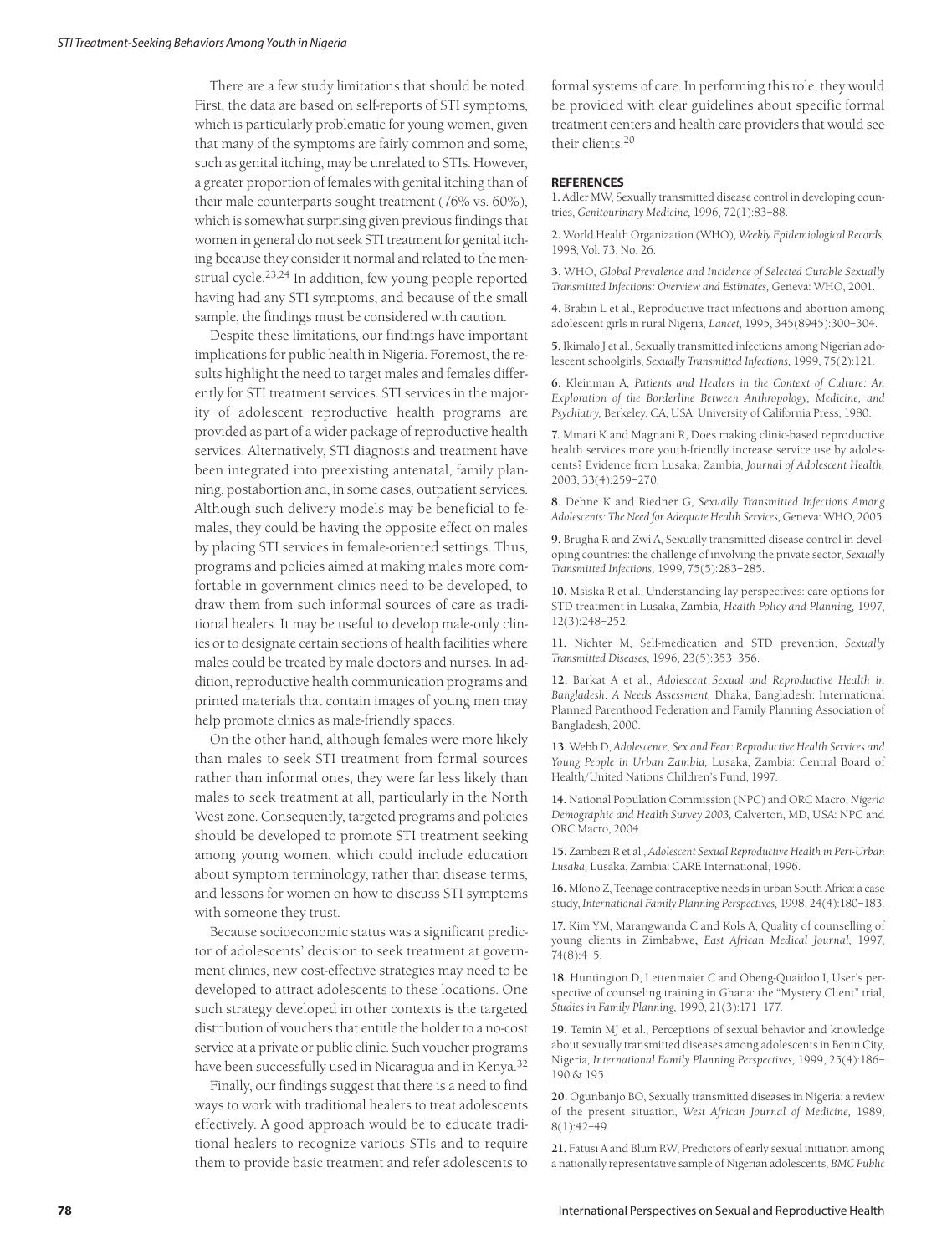There are a few study limitations that should be noted. First, the data are based on self-reports of STI symptoms, which is particularly problematic for young women, given that many of the symptoms are fairly common and some, such as genital itching, may be unrelated to STIs. However, a greater proportion of females with genital itching than of their male counterparts sought treatment (76% vs. 60%), which is somewhat surprising given previous findings that women in general do not seek STI treatment for genital itching because they consider it normal and related to the menstrual cycle.[23,24] In addition, few young people reported having had any STI symptoms, and because of the small sample, the findings must be considered with caution.

Despite these limitations, our findings have important implications for public health in Nigeria. Foremost, the results highlight the need to target males and females differently for STI treatment services. STI services in the majority of adolescent reproductive health programs are provided as part of a wider package of reproductive health services. Alternatively, STI diagnosis and treatment have been integrated into preexisting antenatal, family planning, postabortion and, in some cases, outpatient services. Although such delivery models may be beneficial to females, they could be having the opposite effect on males by placing STI services in female-oriented settings. Thus, programs and policies aimed at making males more comfortable in government clinics need to be developed, to draw them from such informal sources of care as traditional healers. It may be useful to develop male-only clinics or to designate certain sections of health facilities where males could be treated by male doctors and nurses. In addition, reproductive health communication programs and printed materials that contain images of young men may help promote clinics as male-friendly spaces.

On the other hand, although females were more likely than males to seek STI treatment from formal sources rather than informal ones, they were far less likely than males to seek treatment at all, particularly in the North West zone. Consequently, targeted programs and policies should be developed to promote STI treatment seeking among young women, which could include education about symptom terminology, rather than disease terms, and lessons for women on how to discuss STI symptoms with someone they trust.

Because socioeconomic status was a significant predictor of adolescents' decision to seek treatment at government clinics, new cost-effective strategies may need to be developed to attract adolescents to these locations. One such strategy developed in other contexts is the targeted distribution of vouchers that entitle the holder to a no-cost service at a private or public clinic. Such voucher programs have been successfully used in Nicaragua and in Kenya.[32]

Finally, our findings suggest that there is a need to find ways to work with traditional healers to treat adolescents effectively. A good approach would be to educate traditional healers to recognize various STIs and to require them to provide basic treatment and refer adolescents to formal systems of care. In performing this role, they would be provided with clear guidelines about specific formal treatment centers and health care providers that would see their clients.[20]

### REFERENCES

**1.** Adler MW, Sexually transmitted disease control in developing countries, *Genitourinary Medicine,* 1996, 72(1):83–88.

**2.** World Health Organization (WHO), *Weekly Epidemiological Records,* 1998, Vol. 73, No. 26.

**3.** WHO, *Global Prevalence and Incidence of Selected Curable Sexually Transmitted Infections: Overview and Estimates,* Geneva: WHO, 2001.

**4.** Brabin L et al., Reproductive tract infections and abortion among adolescent girls in rural Nigeria, *Lancet,* 1995, 345(8945):300–304.

**5.** Ikimalo J et al., Sexually transmitted infections among Nigerian adolescent schoolgirls, *Sexually Transmitted Infections,* 1999, 75(2):121.

**6.** Kleinman A, *Patients and Healers in the Context of Culture: An Exploration of the Borderline Between Anthropology, Medicine, and Psychiatry,* Berkeley, CA, USA: University of California Press, 1980.

**7.** Mmari K and Magnani R, Does making clinic-based reproductive health services more youth-friendly increase service use by adolescents? Evidence from Lusaka, Zambia, *Journal of Adolescent Health,* 2003, 33(4):259–270.

**8.** Dehne K and Riedner G, *Sexually Transmitted Infections Among Adolescents: The Need for Adequate Health Services,* Geneva: WHO, 2005.

**9.** Brugha R and Zwi A, Sexually transmitted disease control in developing countries: the challenge of involving the private sector, *Sexually Transmitted Infections,* 1999, 75(5):283–285.

**10.** Msiska R et al., Understanding lay perspectives: care options for STD treatment in Lusaka, Zambia, *Health Policy and Planning,* 1997, 12(3):248–252.

**11.** Nichter M, Self-medication and STD prevention, *Sexually Transmitted Diseases,* 1996, 23(5):353–356.

**12.** Barkat A et al., *Adolescent Sexual and Reproductive Health in Bangladesh: A Needs Assessment,* Dhaka, Bangladesh: International Planned Parenthood Federation and Family Planning Association of Bangladesh, 2000.

**13.** Webb D, *Adolescence, Sex and Fear: Reproductive Health Services and Young People in Urban Zambia,* Lusaka, Zambia: Central Board of Health/United Nations Children's Fund, 1997.

**14.** National Population Commission (NPC) and ORC Macro, *Nigeria Demographic and Health Survey 2003,* Calverton, MD, USA: NPC and ORC Macro, 2004.

**15.** Zambezi R et al., *Adolescent Sexual Reproductive Health in Peri-Urban Lusaka,* Lusaka, Zambia: CARE International, 1996.

**16.** Mfono Z, Teenage contraceptive needs in urban South Africa: a case study, *International Family Planning Perspectives,* 1998, 24(4):180–183.

**17.** Kim YM, Marangwanda C and Kols A, Quality of counselling of young clients in Zimbabwe, *East African Medical Journal,* 1997, 74(8):4–5.

**18.** Huntington D, Lettenmaier C and Obeng-Quaidoo I, User's perspective of counseling training in Ghana: the "Mystery Client" trial, *Studies in Family Planning,* 1990, 21(3):171–177.

**19.** Temin MJ et al., Perceptions of sexual behavior and knowledge about sexually transmitted diseases among adolescents in Benin City, Nigeria, *International Family Planning Perspectives,* 1999, 25(4):186–190 & 195.

**20.** Ogunbanjo BO, Sexually transmitted diseases in Nigeria: a review of the present situation, *West African Journal of Medicine,* 1989, 8(1):42–49.

**21.** Fatusi A and Blum RW, Predictors of early sexual initiation among a nationally representative sample of Nigerian adolescents, *BMC Public*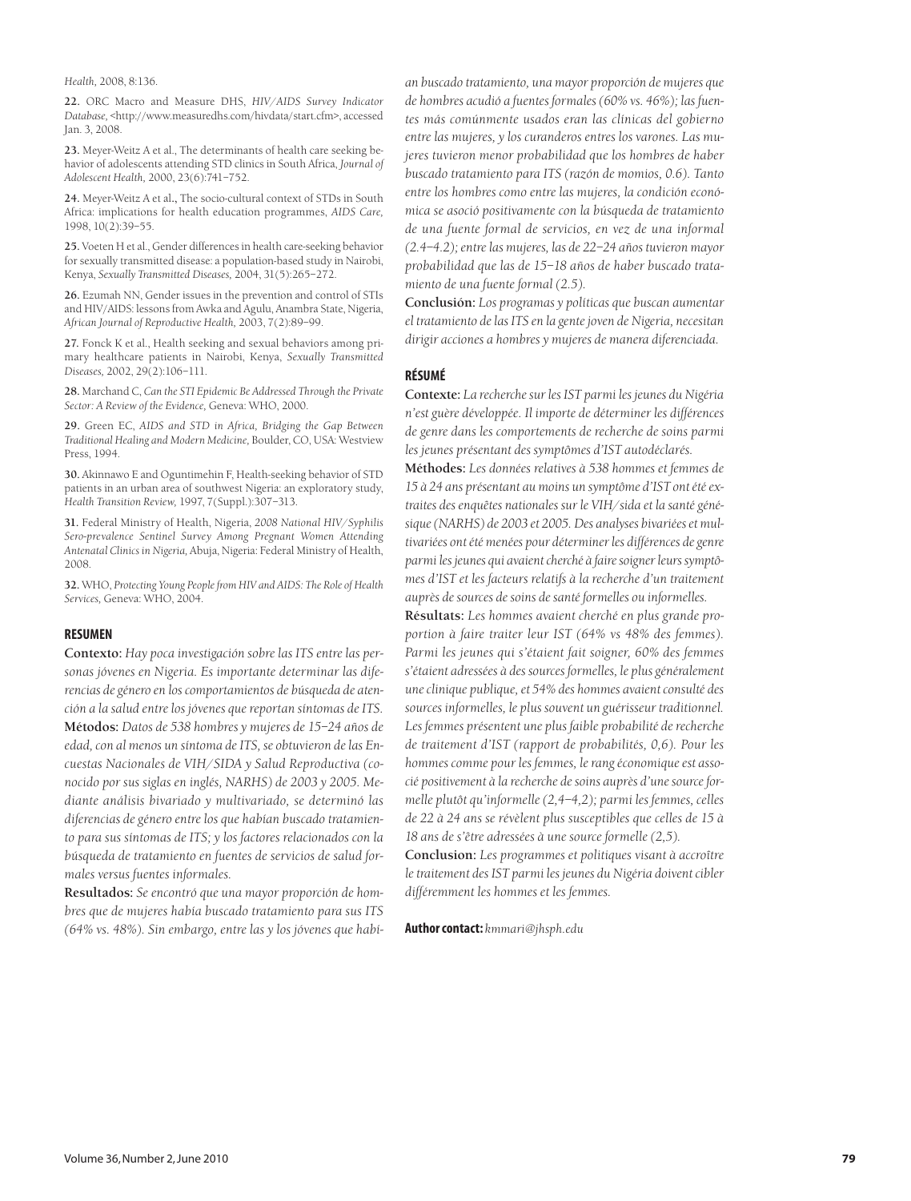*Health,* 2008, 8:136.

**22.** ORC Macro and Measure DHS, *HIV/AIDS Survey Indicator Database,* <http://www.measuredhs.com/hivdata/start.cfm>, accessed Jan. 3, 2008.

**23.** Meyer-Weitz A et al., The determinants of health care seeking behavior of adolescents attending STD clinics in South Africa, *Journal of Adolescent Health,* 2000, 23(6):741–752.

**24.** Meyer-Weitz A et al., The socio-cultural context of STDs in South Africa: implications for health education programmes, *AIDS Care,* 1998, 10(2):39–55.

**25.** Voeten H et al., Gender differences in health care-seeking behavior for sexually transmitted disease: a population-based study in Nairobi, Kenya, *Sexually Transmitted Diseases,* 2004, 31(5):265–272.

**26.** Ezumah NN, Gender issues in the prevention and control of STIs and HIV/AIDS: lessons from Awka and Agulu, Anambra State, Nigeria, *African Journal of Reproductive Health,* 2003, 7(2):89–99.

**27.** Fonck K et al., Health seeking and sexual behaviors among primary healthcare patients in Nairobi, Kenya, *Sexually Transmitted Diseases,* 2002, 29(2):106–111.

**28.** Marchand C, *Can the STI Epidemic Be Addressed Through the Private Sector: A Review of the Evidence,* Geneva: WHO, 2000.

**29.** Green EC, *AIDS and STD in Africa, Bridging the Gap Between Traditional Healing and Modern Medicine,* Boulder, CO, USA: Westview Press, 1994.

**30.** Akinnawo E and Oguntimehin F, Health-seeking behavior of STD patients in an urban area of southwest Nigeria: an exploratory study, *Health Transition Review,* 1997, 7(Suppl.):307–313.

**31.** Federal Ministry of Health, Nigeria, *2008 National HIV/Syphilis Sero-prevalence Sentinel Survey Among Pregnant Women Attending Antenatal Clinics in Nigeria,* Abuja, Nigeria: Federal Ministry of Health, 2008.

**32.** WHO, *Protecting Young People from HIV and AIDS: The Role of Health Services,* Geneva: WHO, 2004.

## RESUMEN

**Contexto:** *Hay poca investigación sobre las ITS entre las personas jóvenes en Nigeria. Es importante determinar las diferencias de género en los comportamientos de búsqueda de atención a la salud entre los jóvenes que reportan síntomas de ITS.*

**Métodos:** *Datos de 538 hombres y mujeres de 15–24 años de edad, con al menos un síntoma de ITS, se obtuvieron de las Encuestas Nacionales de VIH/SIDA y Salud Reproductiva (conocido por sus siglas en inglés, NARHS) de 2003 y 2005. Mediante análisis bivariado y multivariado, se determinó las diferencias de género entre los que habían buscado tratamiento para sus síntomas de ITS; y los factores relacionados con la búsqueda de tratamiento en fuentes de servicios de salud formales versus fuentes informales.*

**Resultados:** *Se encontró que una mayor proporción de hombres que de mujeres había buscado tratamiento para sus ITS (64% vs. 48%). Sin embargo, entre las y los jóvenes que habían buscado tratamiento, una mayor proporción de mujeres que de hombres acudió a fuentes formales (60% vs. 46%); las fuentes más comúnmente usados eran las clínicas del gobierno entre las mujeres, y los curanderos entres los varones. Las mujeres tuvieron menor probabilidad que los hombres de haber buscado tratamiento para ITS (razón de momios, 0.6). Tanto entre los hombres como entre las mujeres, la condición económica se asoció positivamente con la búsqueda de tratamiento de una fuente formal de servicios, en vez de una informal (2.4–4.2); entre las mujeres, las de 22–24 años tuvieron mayor probabilidad que las de 15–18 años de haber buscado tratamiento de una fuente formal (2.5).*

**Conclusión:** *Los programas y políticas que buscan aumentar el tratamiento de las ITS en la gente joven de Nigeria, necesitan dirigir acciones a hombres y mujeres de manera diferenciada.*

## RÉSUMÉ

**Contexte:** *La recherche sur les IST parmi les jeunes du Nigéria n'est guère développée. Il importe de déterminer les différences de genre dans les comportements de recherche de soins parmi les jeunes présentant des symptômes d'IST autodéclarés.*

**Méthodes:** *Les données relatives à 538 hommes et femmes de 15 à 24 ans présentant au moins un symptôme d'IST ont été extraites des enquêtes nationales sur le VIH/sida et la santé génésique (NARHS) de 2003 et 2005. Des analyses bivariées et multivariées ont été menées pour déterminer les différences de genre parmi les jeunes qui avaient cherché à faire soigner leurs symptômes d'IST et les facteurs relatifs à la recherche d'un traitement auprès de sources de soins de santé formelles ou informelles.*

**Résultats:** *Les hommes avaient cherché en plus grande proportion à faire traiter leur IST (64% vs 48% des femmes). Parmi les jeunes qui s'étaient fait soigner, 60% des femmes s'étaient adressées à des sources formelles, le plus généralement une clinique publique, et 54% des hommes avaient consulté des sources informelles, le plus souvent un guérisseur traditionnel. Les femmes présentent une plus faible probabilité de recherche de traitement d'IST (rapport de probabilités, 0,6). Pour les hommes comme pour les femmes, le rang économique est associé positivement à la recherche de soins auprès d'une source formelle plutôt qu'informelle (2,4–4,2); parmi les femmes, celles de 22 à 24 ans se révèlent plus susceptibles que celles de 15 à 18 ans de s'être adressées à une source formelle (2,5).*

**Conclusion:** *Les programmes et politiques visant à accroître le traitement des IST parmi les jeunes du Nigéria doivent cibler différemment les hommes et les femmes.*

**Author contact:** *kmmari@jhsph.edu*